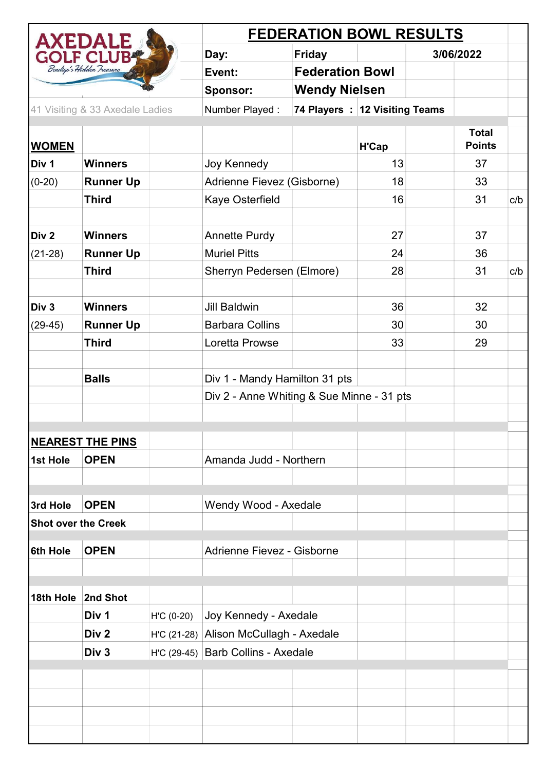**AXEDALE GOLF CLUB**
*Bendigo's Hidden Treasure*

# FEDERATION BOWL RESULTS

| | |
|---|---|
| Day: | Friday — 3/06/2022 |
| Event: | Federation Bowl |
| Sponsor: | Wendy Nielsen |
| Number Played : | 74 Players : 12 Visiting Teams |

41 Visiting & 33 Axedale Ladies

| **WOMEN** | | | | **H'Cap** | **Total Points** | |
|---|---|---|---|---|---|---|
| Div 1 | **Winners** | | Joy Kennedy | 13 | 37 | |
| (0-20) | **Runner Up** | | Adrienne Fievez (Gisborne) | 18 | 33 | |
| | **Third** | | Kaye Osterfield | 16 | 31 | c/b |
| | | | | | | |
| Div 2 | **Winners** | | Annette Purdy | 27 | 37 | |
| (21-28) | **Runner Up** | | Muriel Pitts | 24 | 36 | |
| | **Third** | | Sherryn Pedersen (Elmore) | 28 | 31 | c/b |
| | | | | | | |
| Div 3 | **Winners** | | Jill Baldwin | 36 | 32 | |
| (29-45) | **Runner Up** | | Barbara Collins | 30 | 30 | |
| | **Third** | | Loretta Prowse | 33 | 29 | |
| | | | | | | |
| | **Balls** | | Div 1 - Mandy Hamilton 31 pts | | | |
| | | | Div 2 - Anne Whiting & Sue Minne - 31 pts | | | |

**NEAREST THE PINS**

| | | | |
|---|---|---|---|
| 1st Hole | **OPEN** | | Amanda Judd - Northern |
| 3rd Hole | **OPEN** | | Wendy Wood - Axedale |
| Shot over the Creek | | | |
| 6th Hole | **OPEN** | | Adrienne Fievez - Gisborne |
| 18th Hole | **2nd Shot** | | |
| | **Div 1** | H'C (0-20) | Joy Kennedy - Axedale |
| | **Div 2** | H'C (21-28) | Alison McCullagh - Axedale |
| | **Div 3** | H'C (29-45) | Barb Collins - Axedale |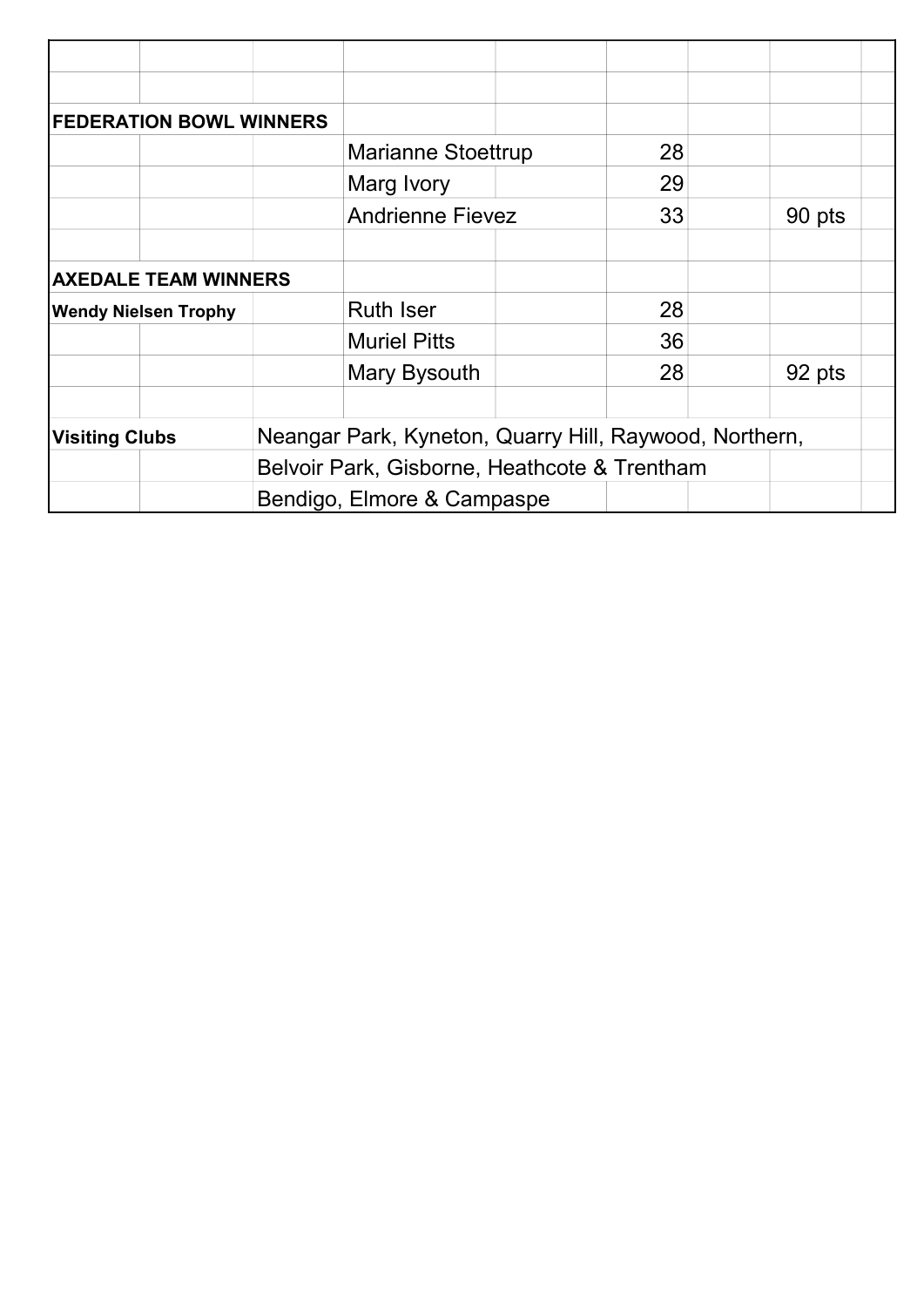| | | | | |
|---|---|---|---|---|
| **FEDERATION BOWL WINNERS** | | | | |
| | Marianne Stoettrup | 28 | | |
| | Marg Ivory | 29 | | |
| | Andrienne Fievez | 33 | | 90 pts |
| | | | | |
| **AXEDALE TEAM WINNERS** | | | | |
| **Wendy Nielsen Trophy** | Ruth Iser | 28 | | |
| | Muriel Pitts | 36 | | |
| | Mary Bysouth | 28 | | 92 pts |
| | | | | |
| **Visiting Clubs** | Neangar Park, Kyneton, Quarry Hill, Raywood, Northern, | | | |
| | Belvoir Park, Gisborne, Heathcote & Trentham | | | |
| | Bendigo, Elmore & Campaspe | | | |